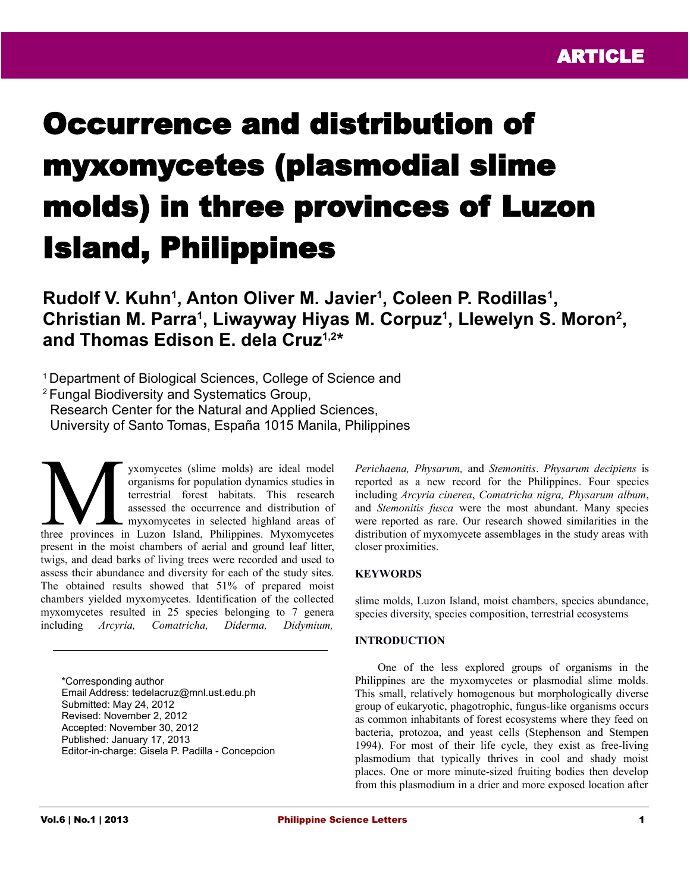ARTICLE

# Occurrence and distribution of myxomycetes (plasmodial slime molds) in three provinces of Luzon Island, Philippines

**Rudolf V. Kuhn[1], Anton Oliver M. Javier[1], Coleen P. Rodillas[1], Christian M. Parra[1], Liwayway Hiyas M. Corpuz[1], Llewelyn S. Moron[2], and Thomas Edison E. dela Cruz[1,2]***

[1] Department of Biological Sciences, College of Science and
[2] Fungal Biodiversity and Systematics Group, Research Center for the Natural and Applied Sciences, University of Santo Tomas, España 1015 Manila, Philippines

Myxomycetes (slime molds) are ideal model organisms for population dynamics studies in terrestrial forest habitats. This research assessed the occurrence and distribution of myxomycetes in selected highland areas of three provinces in Luzon Island, Philippines. Myxomycetes present in the moist chambers of aerial and ground leaf litter, twigs, and dead barks of living trees were recorded and used to assess their abundance and diversity for each of the study sites. The obtained results showed that 51% of prepared moist chambers yielded myxomycetes. Identification of the collected myxomycetes resulted in 25 species belonging to 7 genera including *Arcyria, Comatricha, Diderma, Didymium, Perichaena, Physarum,* and *Stemonitis*. *Physarum decipiens* is reported as a new record for the Philippines. Four species including *Arcyria cinerea*, *Comatricha nigra, Physarum album*, and *Stemonitis fusca* were the most abundant. Many species were reported as rare. Our research showed similarities in the distribution of myxomycete assemblages in the study areas with closer proximities.

*Corresponding author
Email Address: tedelacruz@mnl.ust.edu.ph
Submitted: May 24, 2012
Revised: November 2, 2012
Accepted: November 30, 2012
Published: January 17, 2013
Editor-in-charge: Gisela P. Padilla - Concepcion

## KEYWORDS

slime molds, Luzon Island, moist chambers, species abundance, species diversity, species composition, terrestrial ecosystems

## INTRODUCTION

One of the less explored groups of organisms in the Philippines are the myxomycetes or plasmodial slime molds. This small, relatively homogenous but morphologically diverse group of eukaryotic, phagotrophic, fungus-like organisms occurs as common inhabitants of forest ecosystems where they feed on bacteria, protozoa, and yeast cells (Stephenson and Stempen 1994). For most of their life cycle, they exist as free-living plasmodium that typically thrives in cool and shady moist places. One or more minute-sized fruiting bodies then develop from this plasmodium in a drier and more exposed location after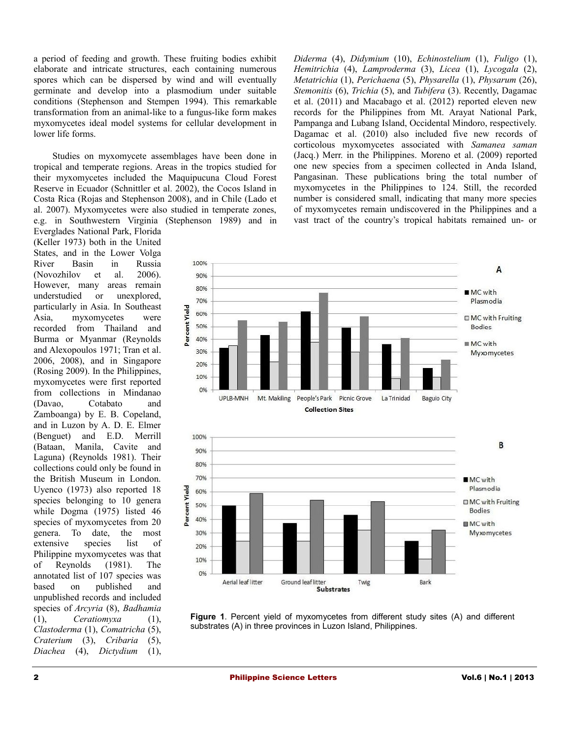a period of feeding and growth. These fruiting bodies exhibit elaborate and intricate structures, each containing numerous spores which can be dispersed by wind and will eventually germinate and develop into a plasmodium under suitable conditions (Stephenson and Stempen 1994). This remarkable transformation from an animal-like to a fungus-like form makes myxomycetes ideal model systems for cellular development in lower life forms.

Studies on myxomycete assemblages have been done in tropical and temperate regions. Areas in the tropics studied for their myxomycetes included the Maquipucuna Cloud Forest Reserve in Ecuador (Schnittler et al. 2002), the Cocos Island in Costa Rica (Rojas and Stephenson 2008), and in Chile (Lado et al. 2007). Myxomycetes were also studied in temperate zones, e.g. in Southwestern Virginia (Stephenson 1989) and in Everglades National Park, Florida (Keller 1973) both in the United States, and in the Lower Volga River Basin in Russia (Novozhilov et al. 2006). However, many areas remain understudied or unexplored, particularly in Asia. In Southeast Asia, myxomycetes were recorded from Thailand and Burma or Myanmar (Reynolds and Alexopoulos 1971; Tran et al. 2006, 2008), and in Singapore (Rosing 2009). In the Philippines, myxomycetes were first reported from collections in Mindanao (Davao, Cotabato and Zamboanga) by E. B. Copeland, and in Luzon by A. D. E. Elmer (Benguet) and E.D. Merrill (Bataan, Manila, Cavite and Laguna) (Reynolds 1981). Their collections could only be found in the British Museum in London. Uyenco (1973) also reported 18 species belonging to 10 genera while Dogma (1975) listed 46 species of myxomycetes from 20 genera. To date, the most extensive species list of Philippine myxomycetes was that of Reynolds (1981). The annotated list of 107 species was based on published and unpublished records and included species of *Arcyria* (8), *Badhamia* (1), *Ceratiomyxa* (1), *Clastoderma* (1), *Comatricha* (5), *Craterium* (3), *Cribaria* (5), *Diachea* (4), *Dictydium* (1), *Diderma* (4), *Didymium* (10), *Echinostelium* (1), *Fuligo* (1), *Hemitrichia* (4), *Lamproderma* (3), *Licea* (1), *Lycogala* (2), *Metatrichia* (1), *Perichaena* (5), *Physarella* (1), *Physarum* (26), *Stemonitis* (6), *Trichia* (5), and *Tubifera* (3). Recently, Dagamac et al. (2011) and Macabago et al. (2012) reported eleven new records for the Philippines from Mt. Arayat National Park, Pampanga and Lubang Island, Occidental Mindoro, respectively. Dagamac et al. (2010) also included five new records of corticolous myxomycetes associated with *Samanea saman* (Jacq.) Merr. in the Philippines. Moreno et al. (2009) reported one new species from a specimen collected in Anda Island, Pangasinan. These publications bring the total number of myxomycetes in the Philippines to 124. Still, the recorded number is considered small, indicating that many more species of myxomycetes remain undiscovered in the Philippines and a vast tract of the country's tropical habitats remained un- or

**Figure 1**. Percent yield of myxomycetes from different study sites (A) and different substrates (A) in three provinces in Luzon Island, Philippines.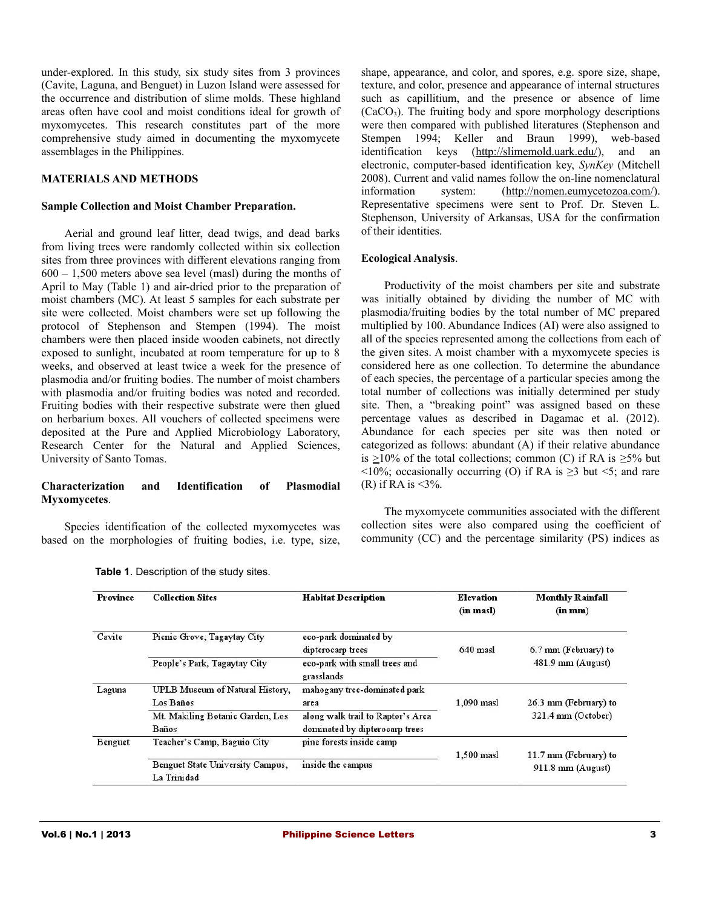under-explored. In this study, six study sites from 3 provinces (Cavite, Laguna, and Benguet) in Luzon Island were assessed for the occurrence and distribution of slime molds. These highland areas often have cool and moist conditions ideal for growth of myxomycetes. This research constitutes part of the more comprehensive study aimed in documenting the myxomycete assemblages in the Philippines.

## MATERIALS AND METHODS

### Sample Collection and Moist Chamber Preparation.

Aerial and ground leaf litter, dead twigs, and dead barks from living trees were randomly collected within six collection sites from three provinces with different elevations ranging from 600 – 1,500 meters above sea level (masl) during the months of April to May (Table 1) and air-dried prior to the preparation of moist chambers (MC). At least 5 samples for each substrate per site were collected. Moist chambers were set up following the protocol of Stephenson and Stempen (1994). The moist chambers were then placed inside wooden cabinets, not directly exposed to sunlight, incubated at room temperature for up to 8 weeks, and observed at least twice a week for the presence of plasmodia and/or fruiting bodies. The number of moist chambers with plasmodia and/or fruiting bodies was noted and recorded. Fruiting bodies with their respective substrate were then glued on herbarium boxes. All vouchers of collected specimens were deposited at the Pure and Applied Microbiology Laboratory, Research Center for the Natural and Applied Sciences, University of Santo Tomas.

### Characterization and Identification of Plasmodial Myxomycetes.

Species identification of the collected myxomycetes was based on the morphologies of fruiting bodies, i.e. type, size, shape, appearance, and color, and spores, e.g. spore size, shape, texture, and color, presence and appearance of internal structures such as capillitium, and the presence or absence of lime ($CaCO_3$). The fruiting body and spore morphology descriptions were then compared with published literatures (Stephenson and Stempen 1994; Keller and Braun 1999), web-based identification keys (http://slimemold.uark.edu/), and an electronic, computer-based identification key, *SynKey* (Mitchell 2008). Current and valid names follow the on-line nomenclatural information system: (http://nomen.eumycetozoa.com/). Representative specimens were sent to Prof. Dr. Steven L. Stephenson, University of Arkansas, USA for the confirmation of their identities.

### Ecological Analysis.

Productivity of the moist chambers per site and substrate was initially obtained by dividing the number of MC with plasmodia/fruiting bodies by the total number of MC prepared multiplied by 100. Abundance Indices (AI) were also assigned to all of the species represented among the collections from each of the given sites. A moist chamber with a myxomycete species is considered here as one collection. To determine the abundance of each species, the percentage of a particular species among the total number of collections was initially determined per study site. Then, a "breaking point" was assigned based on these percentage values as described in Dagamac et al. (2012). Abundance for each species per site was then noted or categorized as follows: abundant (A) if their relative abundance is ≥10% of the total collections; common (C) if RA is ≥5% but <10%; occasionally occurring (O) if RA is ≥3 but <5; and rare (R) if RA is <3%.

The myxomycete communities associated with the different collection sites were also compared using the coefficient of community (CC) and the percentage similarity (PS) indices as

**Table 1**. Description of the study sites.

| Province | Collection Sites | Habitat Description | Elevation (in masl) | Monthly Rainfall (in mm) |
|---|---|---|---|---|
| Cavite | Picnic Grove, Tagaytay City | eco-park dominated by dipterocarp trees | 640 masl | 6.7 mm (February) to 481.9 mm (August) |
| | People's Park, Tagaytay City | eco-park with small trees and grasslands | | |
| Laguna | UPLB Museum of Natural History, Los Baños | mahogany tree-dominated park area | 1,090 masl | 26.3 mm (February) to 321.4 mm (October) |
| | Mt. Makiling Botanic Garden, Los Baños | along walk trail to Raptor's Area dominated by dipterocarp trees | | |
| Benguet | Teacher's Camp, Baguio City | pine forests inside camp | 1,500 masl | 11.7 mm (February) to 911.8 mm (August) |
| | Benguet State University Campus, La Trinidad | inside the campus | | |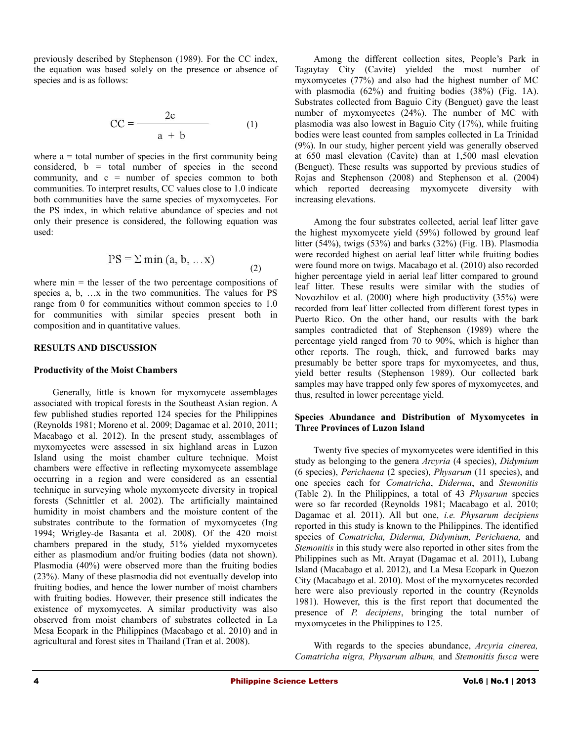previously described by Stephenson (1989). For the CC index, the equation was based solely on the presence or absence of species and is as follows:

$$CC = \frac{2c}{a + b} \qquad (1)$$

where a = total number of species in the first community being considered, b = total number of species in the second community, and c = number of species common to both communities. To interpret results, CC values close to 1.0 indicate both communities have the same species of myxomycetes. For the PS index, in which relative abundance of species and not only their presence is considered, the following equation was used:

$$PS = \Sigma \min (a, b, \ldots x) \qquad (2)$$

where min = the lesser of the two percentage compositions of species a, b, …x in the two communities. The values for PS range from 0 for communities without common species to 1.0 for communities with similar species present both in composition and in quantitative values.

## RESULTS AND DISCUSSION

### Productivity of the Moist Chambers

Generally, little is known for myxomycete assemblages associated with tropical forests in the Southeast Asian region. A few published studies reported 124 species for the Philippines (Reynolds 1981; Moreno et al. 2009; Dagamac et al. 2010, 2011; Macabago et al. 2012). In the present study, assemblages of myxomycetes were assessed in six highland areas in Luzon Island using the moist chamber culture technique. Moist chambers were effective in reflecting myxomycete assemblage occurring in a region and were considered as an essential technique in surveying whole myxomycete diversity in tropical forests (Schnittler et al. 2002). The artificially maintained humidity in moist chambers and the moisture content of the substrates contribute to the formation of myxomycetes (Ing 1994; Wrigley-de Basanta et al. 2008). Of the 420 moist chambers prepared in the study, 51% yielded myxomycetes either as plasmodium and/or fruiting bodies (data not shown). Plasmodia (40%) were observed more than the fruiting bodies (23%). Many of these plasmodia did not eventually develop into fruiting bodies, and hence the lower number of moist chambers with fruiting bodies. However, their presence still indicates the existence of myxomycetes. A similar productivity was also observed from moist chambers of substrates collected in La Mesa Ecopark in the Philippines (Macabago et al. 2010) and in agricultural and forest sites in Thailand (Tran et al. 2008).

Among the different collection sites, People's Park in Tagaytay City (Cavite) yielded the most number of myxomycetes (77%) and also had the highest number of MC with plasmodia (62%) and fruiting bodies (38%) (Fig. 1A). Substrates collected from Baguio City (Benguet) gave the least number of myxomycetes (24%). The number of MC with plasmodia was also lowest in Baguio City (17%), while fruiting bodies were least counted from samples collected in La Trinidad (9%). In our study, higher percent yield was generally observed at 650 masl elevation (Cavite) than at 1,500 masl elevation (Benguet). These results was supported by previous studies of Rojas and Stephenson (2008) and Stephenson et al. (2004) which reported decreasing myxomycete diversity with increasing elevations.

Among the four substrates collected, aerial leaf litter gave the highest myxomycete yield (59%) followed by ground leaf litter (54%), twigs (53%) and barks (32%) (Fig. 1B). Plasmodia were recorded highest on aerial leaf litter while fruiting bodies were found more on twigs. Macabago et al. (2010) also recorded higher percentage yield in aerial leaf litter compared to ground leaf litter. These results were similar with the studies of Novozhilov et al. (2000) where high productivity (35%) were recorded from leaf litter collected from different forest types in Puerto Rico. On the other hand, our results with the bark samples contradicted that of Stephenson (1989) where the percentage yield ranged from 70 to 90%, which is higher than other reports. The rough, thick, and furrowed barks may presumably be better spore traps for myxomycetes, and thus, yield better results (Stephenson 1989). Our collected bark samples may have trapped only few spores of myxomycetes, and thus, resulted in lower percentage yield.

### Species Abundance and Distribution of Myxomycetes in Three Provinces of Luzon Island

Twenty five species of myxomycetes were identified in this study as belonging to the genera *Arcyria* (4 species), *Didymium* (6 species), *Perichaena* (2 species), *Physarum* (11 species), and one species each for *Comatricha*, *Diderma*, and *Stemonitis* (Table 2). In the Philippines, a total of 43 *Physarum* species were so far recorded (Reynolds 1981; Macabago et al. 2010; Dagamac et al. 2011). All but one, *i.e. Physarum decipiens* reported in this study is known to the Philippines. The identified species of *Comatricha, Diderma, Didymium, Perichaena,* and *Stemonitis* in this study were also reported in other sites from the Philippines such as Mt. Arayat (Dagamac et al. 2011), Lubang Island (Macabago et al. 2012), and La Mesa Ecopark in Quezon City (Macabago et al. 2010). Most of the myxomycetes recorded here were also previously reported in the country (Reynolds 1981). However, this is the first report that documented the presence of *P. decipiens*, bringing the total number of myxomycetes in the Philippines to 125.

With regards to the species abundance, *Arcyria cinerea, Comatricha nigra, Physarum album,* and *Stemonitis fusca* were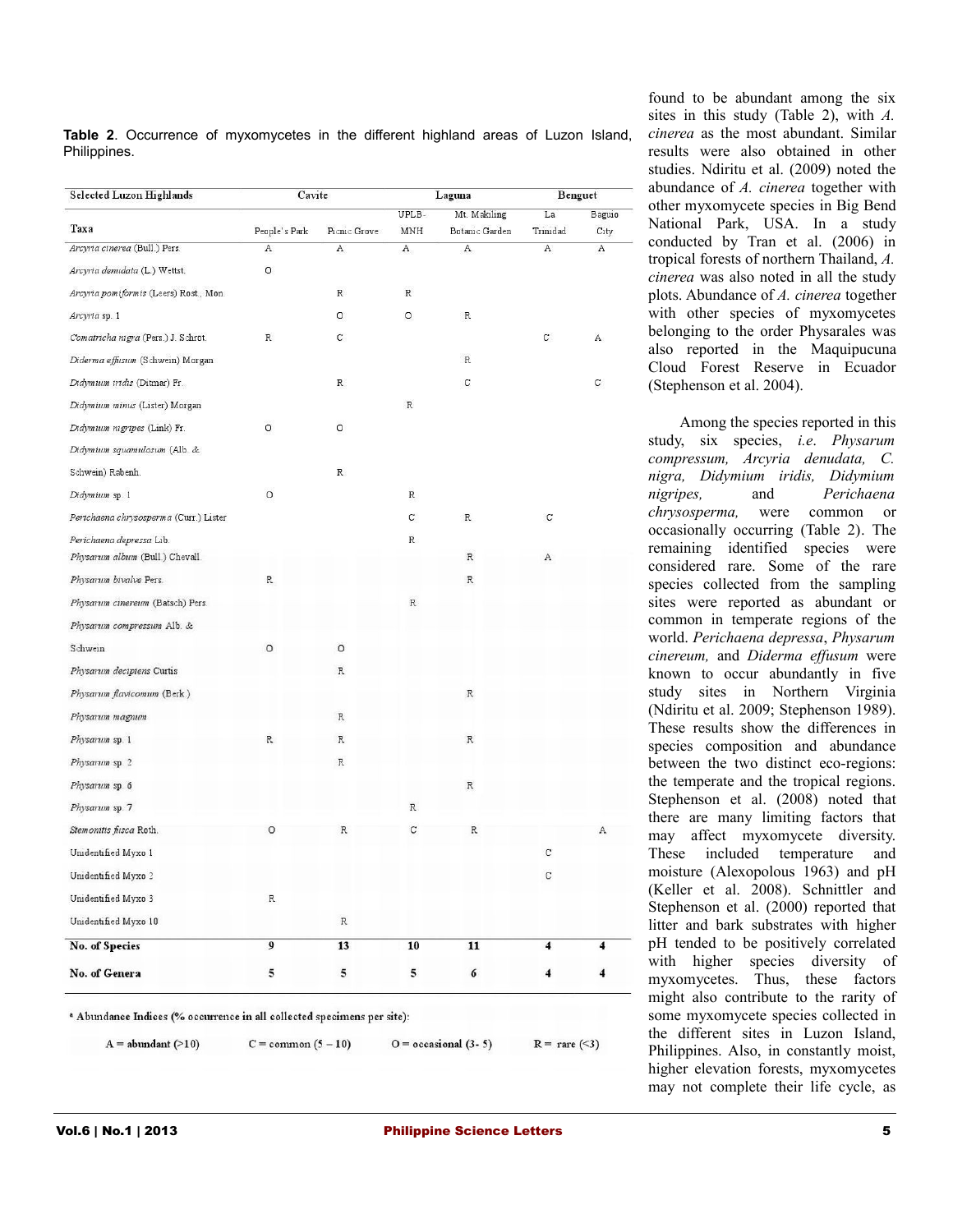**Table 2**. Occurrence of myxomycetes in the different highland areas of Luzon Island, Philippines.

| Selected Luzon Highlands | Cavite | | Laguna | | Benguet | |
|---|---|---|---|---|---|---|
| Taxa | People's Park | Picnic Grove | UPLB-MNH | Mt. Makiling Botanic Garden | La Trinidad | Baguio City |
| *Arcyria cinerea* (Bull.) Pers. | A | A | A | A | A | A |
| *Arcyria denudata* (L.) Wettst. | O | | | | | |
| *Arcyria pomiformis* (Leers) Rost., Mon. | | R | R | | | |
| *Arcyria* sp. 1 | | O | O | R | | |
| *Comatricha nigra* (Pers.) J. Schrot. | R | C | | | C | A |
| *Diderma effusum* (Schwein) Morgan | | | | R | | |
| *Didymium iridis* (Ditmar) Fr. | | R | | C | | C |
| *Didymium minus* (Lister) Morgan | | | R | | | |
| *Didymium nigripes* (Link) Fr. | O | O | | | | |
| *Didymium squamulosum* (Alb. & Schwein) Rabenh. | | R | | | | |
| *Didymium* sp. 1 | O | | R | | | |
| *Perichaena chrysosperma* (Curr.) Lister | | | C | R | C | |
| *Perichaena depressa* Lib. | | | R | | | |
| *Physarum album* (Bull.) Chevall. | | | | R | A | |
| *Physarum bivalve* Pers. | R | | | R | | |
| *Physarum cinereum* (Batsch) Pers. | | | R | | | |
| *Physarum compressum* Alb. & Schwein | O | O | | | | |
| *Physarum decipiens* Curtis | | R | | | | |
| *Physarum flavicomum* (Berk.) | | | | R | | |
| *Physarum magnum* | | R | | | | |
| *Physarum* sp. 1 | R | R | | R | | |
| *Physarum* sp. 2 | | R | | | | |
| *Physarum* sp. 6 | | | | R | | |
| *Physarum* sp. 7 | | | R | | | |
| *Stemonitis fusca* Roth. | O | R | C | R | | A |
| Unidentified Myxo 1 | | | | | C | |
| Unidentified Myxo 2 | | | | | C | |
| Unidentified Myxo 3 | R | | | | | |
| Unidentified Myxo 10 | | R | | | | |
| **No. of Species** | **9** | **13** | **10** | **11** | **4** | **4** |
| **No. of Genera** | **5** | **5** | **5** | **6** | **4** | **4** |

[a] **Abundance Indices (% occurrence in all collected specimens per site):**

A = abundant (>10) C = common (5 – 10) O = occasional (3- 5) R = rare (<3)

found to be abundant among the six sites in this study (Table 2), with *A. cinerea* as the most abundant. Similar results were also obtained in other studies. Ndiritu et al. (2009) noted the abundance of *A. cinerea* together with other myxomycete species in Big Bend National Park, USA. In a study conducted by Tran et al. (2006) in tropical forests of northern Thailand, *A. cinerea* was also noted in all the study plots. Abundance of *A. cinerea* together with other species of myxomycetes belonging to the order Physarales was also reported in the Maquipucuna Cloud Forest Reserve in Ecuador (Stephenson et al. 2004).

Among the species reported in this study, six species, *i.e. Physarum compressum, Arcyria denudata, C. nigra, Didymium iridis, Didymium nigripes,* and *Perichaena chrysosperma,* were common or occasionally occurring (Table 2). The remaining identified species were considered rare. Some of the rare species collected from the sampling sites were reported as abundant or common in temperate regions of the world. *Perichaena depressa*, *Physarum cinereum,* and *Diderma effusum* were known to occur abundantly in five study sites in Northern Virginia (Ndiritu et al. 2009; Stephenson 1989). These results show the differences in species composition and abundance between the two distinct eco-regions: the temperate and the tropical regions. Stephenson et al. (2008) noted that there are many limiting factors that may affect myxomycete diversity. These included temperature and moisture (Alexopolous 1963) and pH (Keller et al. 2008). Schnittler and Stephenson et al. (2000) reported that litter and bark substrates with higher pH tended to be positively correlated with higher species diversity of myxomycetes. Thus, these factors might also contribute to the rarity of some myxomycete species collected in the different sites in Luzon Island, Philippines. Also, in constantly moist, higher elevation forests, myxomycetes may not complete their life cycle, as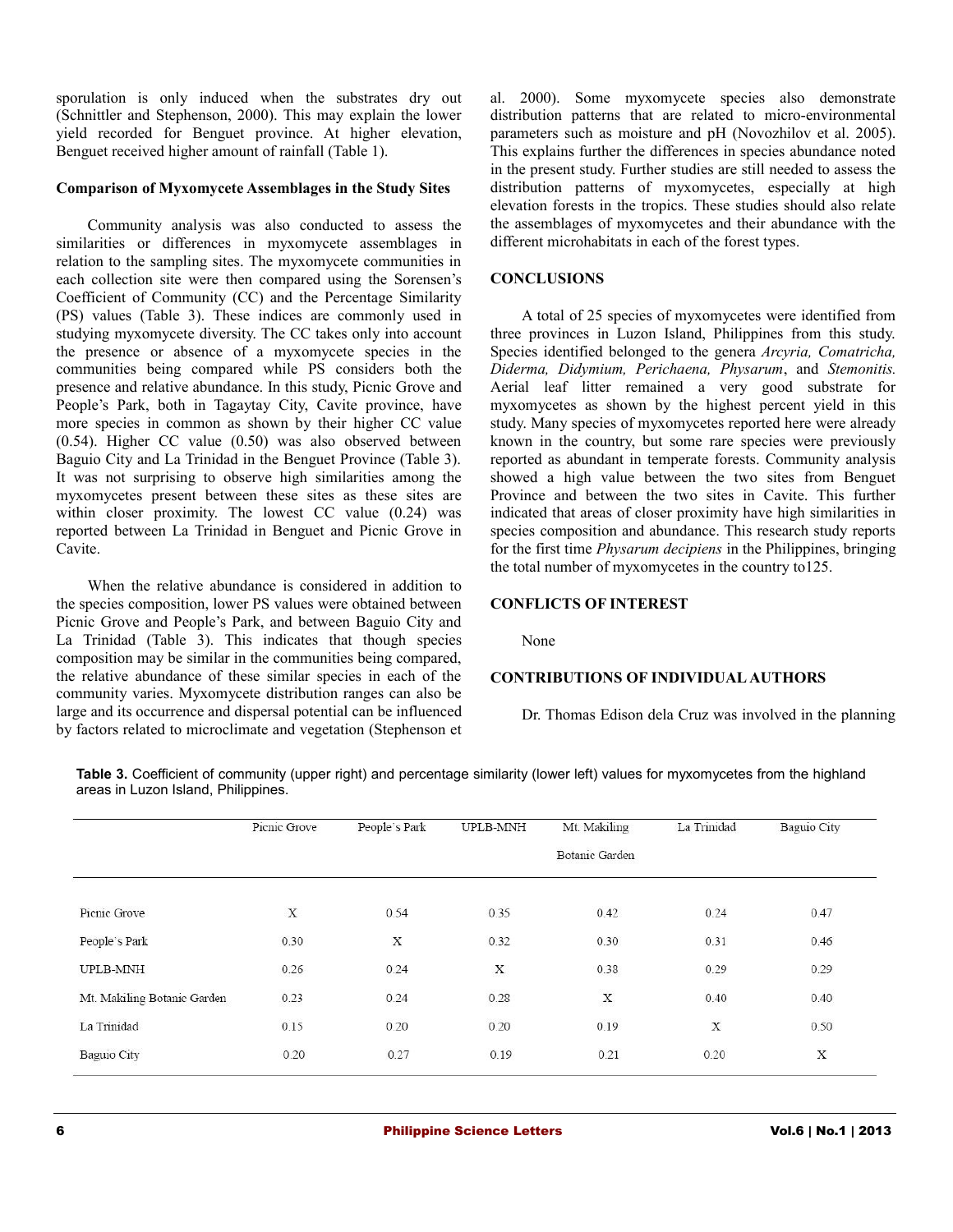sporulation is only induced when the substrates dry out (Schnittler and Stephenson, 2000). This may explain the lower yield recorded for Benguet province. At higher elevation, Benguet received higher amount of rainfall (Table 1).

### Comparison of Myxomycete Assemblages in the Study Sites

Community analysis was also conducted to assess the similarities or differences in myxomycete assemblages in relation to the sampling sites. The myxomycete communities in each collection site were then compared using the Sorensen's Coefficient of Community (CC) and the Percentage Similarity (PS) values (Table 3). These indices are commonly used in studying myxomycete diversity. The CC takes only into account the presence or absence of a myxomycete species in the communities being compared while PS considers both the presence and relative abundance. In this study, Picnic Grove and People's Park, both in Tagaytay City, Cavite province, have more species in common as shown by their higher CC value (0.54). Higher CC value (0.50) was also observed between Baguio City and La Trinidad in the Benguet Province (Table 3). It was not surprising to observe high similarities among the myxomycetes present between these sites as these sites are within closer proximity. The lowest CC value (0.24) was reported between La Trinidad in Benguet and Picnic Grove in Cavite.

When the relative abundance is considered in addition to the species composition, lower PS values were obtained between Picnic Grove and People's Park, and between Baguio City and La Trinidad (Table 3). This indicates that though species composition may be similar in the communities being compared, the relative abundance of these similar species in each of the community varies. Myxomycete distribution ranges can also be large and its occurrence and dispersal potential can be influenced by factors related to microclimate and vegetation (Stephenson et al. 2000). Some myxomycete species also demonstrate distribution patterns that are related to micro-environmental parameters such as moisture and pH (Novozhilov et al. 2005). This explains further the differences in species abundance noted in the present study. Further studies are still needed to assess the distribution patterns of myxomycetes, especially at high elevation forests in the tropics. These studies should also relate the assemblages of myxomycetes and their abundance with the different microhabitats in each of the forest types.

## CONCLUSIONS

A total of 25 species of myxomycetes were identified from three provinces in Luzon Island, Philippines from this study. Species identified belonged to the genera *Arcyria, Comatricha, Diderma, Didymium, Perichaena, Physarum*, and *Stemonitis.* Aerial leaf litter remained a very good substrate for myxomycetes as shown by the highest percent yield in this study. Many species of myxomycetes reported here were already known in the country, but some rare species were previously reported as abundant in temperate forests. Community analysis showed a high value between the two sites from Benguet Province and between the two sites in Cavite. This further indicated that areas of closer proximity have high similarities in species composition and abundance. This research study reports for the first time *Physarum decipiens* in the Philippines, bringing the total number of myxomycetes in the country to125.

## CONFLICTS OF INTEREST

None

## CONTRIBUTIONS OF INDIVIDUAL AUTHORS

Dr. Thomas Edison dela Cruz was involved in the planning

**Table 3.** Coefficient of community (upper right) and percentage similarity (lower left) values for myxomycetes from the highland areas in Luzon Island, Philippines.

| | Picnic Grove | People's Park | UPLB-MNH | Mt. Makiling Botanic Garden | La Trinidad | Baguio City |
|---|---|---|---|---|---|---|
| Picnic Grove | X | 0.54 | 0.35 | 0.42 | 0.24 | 0.47 |
| People's Park | 0.30 | X | 0.32 | 0.30 | 0.31 | 0.46 |
| UPLB-MNH | 0.26 | 0.24 | X | 0.38 | 0.29 | 0.29 |
| Mt. Makiling Botanic Garden | 0.23 | 0.24 | 0.28 | X | 0.40 | 0.40 |
| La Trinidad | 0.15 | 0.20 | 0.20 | 0.19 | X | 0.50 |
| Baguio City | 0.20 | 0.27 | 0.19 | 0.21 | 0.20 | X |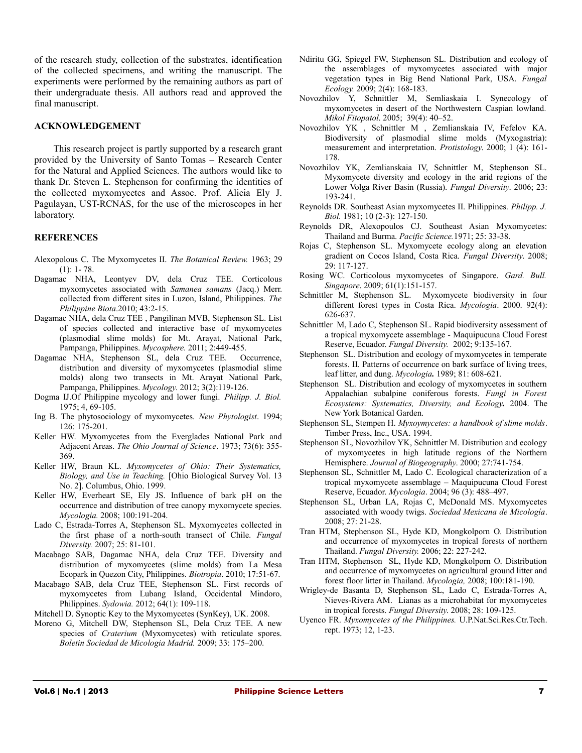of the research study, collection of the substrates, identification of the collected specimens, and writing the manuscript. The experiments were performed by the remaining authors as part of their undergraduate thesis. All authors read and approved the final manuscript.

## ACKNOWLEDGEMENT

This research project is partly supported by a research grant provided by the University of Santo Tomas – Research Center for the Natural and Applied Sciences. The authors would like to thank Dr. Steven L. Stephenson for confirming the identities of the collected myxomycetes and Assoc. Prof. Alicia Ely J. Pagulayan, UST-RCNAS, for the use of the microscopes in her laboratory.

## REFERENCES

Alexopolous C. The Myxomycetes II. *The Botanical Review.* 1963; 29 (1): 1- 78.

Dagamac NHA, Leontyev DV, dela Cruz TEE. Corticolous myxomycetes associated with *Samanea samans* (Jacq.) Merr. collected from different sites in Luzon, Island, Philippines. *The Philippine Biota*.2010; 43:2-15.

Dagamac NHA, dela Cruz TEE , Pangilinan MVB, Stephenson SL. List of species collected and interactive base of myxomycetes (plasmodial slime molds) for Mt. Arayat, National Park, Pampanga, Philippines. *Mycosphere.* 2011; 2:449-455.

Dagamac NHA, Stephenson SL, dela Cruz TEE. Occurrence, distribution and diversity of myxomycetes (plasmodial slime molds) along two transects in Mt. Arayat National Park, Pampanga, Philippines. *Mycology*. 2012; 3(2):119-126.

Dogma IJ.Of Philippine mycology and lower fungi. *Philipp. J. Biol.* 1975; 4, 69-105.

Ing B. The phytosociology of myxomycetes. *New Phytologist*. 1994; 126: 175-201.

Keller HW. Myxomycetes from the Everglades National Park and Adjacent Areas. *The Ohio Journal of Science*. 1973; 73(6): 355-369.

Keller HW, Braun KL. *Myxomycetes of Ohio: Their Systematics, Biology, and Use in Teaching.* [Ohio Biological Survey Vol. 13 No. 2]. Columbus, Ohio. 1999.

Keller HW, Everheart SE, Ely JS. Influence of bark pH on the occurrence and distribution of tree canopy myxomycete species. *Mycologia.* 2008; 100:191-204.

Lado C, Estrada-Torres A, Stephenson SL. Myxomycetes collected in the first phase of a north-south transect of Chile. *Fungal Diversity.* 2007; 25: 81-101.

Macabago SAB, Dagamac NHA, dela Cruz TEE. Diversity and distribution of myxomycetes (slime molds) from La Mesa Ecopark in Quezon City, Philippines. *Biotropia*. 2010; 17:51-67.

Macabago SAB, dela Cruz TEE, Stephenson SL. First records of myxomycetes from Lubang Island, Occidental Mindoro, Philippines. *Sydowia.* 2012; 64(1): 109-118.

Mitchell D. Synoptic Key to the Myxomycetes (SynKey), UK. 2008.

Moreno G, Mitchell DW, Stephenson SL, Dela Cruz TEE. A new species of *Craterium* (Myxomycetes) with reticulate spores. *Boletin Sociedad de Micologia Madrid.* 2009; 33: 175–200.

Ndiritu GG, Spiegel FW, Stephenson SL. Distribution and ecology of the assemblages of myxomycetes associated with major vegetation types in Big Bend National Park, USA. *Fungal Ecology.* 2009; 2(4): 168-183.

Novozhilov Y, Schnittler M, Semliaskaia I. Synecology of myxomycetes in desert of the Northwestern Caspian lowland. *Mikol Fitopatol*. 2005; 39(4): 40–52.

Novozhilov YK , Schnittler M , Zemlianskaia IV, Fefelov KA. Biodiversity of plasmodial slime molds (Myxogastria): measurement and interpretation. *Protistology*. 2000; 1 (4): 161-178.

Novozhilov YK, Zemlianskaia IV, Schnittler M, Stephenson SL. Myxomycete diversity and ecology in the arid regions of the Lower Volga River Basin (Russia). *Fungal Diversity*. 2006; 23: 193-241.

Reynolds DR. Southeast Asian myxomycetes II. Philippines. *Philipp. J. Biol.* 1981; 10 (2-3): 127-150.

Reynolds DR, Alexopoulos CJ. Southeast Asian Myxomycetes: Thailand and Burma. *Pacific Science.*1971; 25: 33-38.

Rojas C, Stephenson SL. Myxomycete ecology along an elevation gradient on Cocos Island, Costa Rica. *Fungal Diversity*. 2008; 29: 117-127.

Rosing WC. Corticolous myxomycetes of Singapore. *Gard. Bull. Singapore*. 2009; 61(1):151-157.

Schnittler M, Stephenson SL. Myxomycete biodiversity in four different forest types in Costa Rica. *Mycologia*. 2000. 92(4): 626-637.

Schnittler M, Lado C, Stephenson SL. Rapid biodiversity assessment of a tropical myxomycete assemblage - Maquipucuna Cloud Forest Reserve, Ecuador. *Fungal Diversity.* 2002; 9:135-167.

Stephenson SL. Distribution and ecology of myxomycetes in temperate forests. II. Patterns of occurrence on bark surface of living trees, leaf litter, and dung. *Mycologia***.** 1989; 81: 608-621.

Stephenson SL. Distribution and ecology of myxomycetes in southern Appalachian subalpine coniferous forests. *Fungi in Forest Ecosystems: Systematics, Diversity, and Ecology***.** 2004. The New York Botanical Garden.

Stephenson SL, Stempen H. *Myxoymycetes: a handbook of slime molds*. Timber Press, Inc., USA. 1994.

Stephenson SL, Novozhilov YK, Schnittler M. Distribution and ecology of myxomycetes in high latitude regions of the Northern Hemisphere. *Journal of Biogeography*. 2000; 27:741-754.

Stephenson SL, Schnittler M, Lado C. Ecological characterization of a tropical myxomycete assemblage – Maquipucuna Cloud Forest Reserve, Ecuador. *Mycologia*. 2004; 96 (3): 488–497.

Stephenson SL, Urban LA, Rojas C, McDonald MS. Myxomycetes associated with woody twigs. *Sociedad Mexicana de Micologia*. 2008; 27: 21-28.

Tran HTM, Stephenson SL, Hyde KD, Mongkolporn O. Distribution and occurrence of myxomycetes in tropical forests of northern Thailand. *Fungal Diversity.* 2006; 22: 227-242.

Tran HTM, Stephenson SL, Hyde KD, Mongkolporn O. Distribution and occurrence of myxomycetes on agricultural ground litter and forest floor litter in Thailand. *Mycologia,* 2008; 100:181-190.

Wrigley-de Basanta D, Stephenson SL, Lado C, Estrada-Torres A, Nieves-Rivera AM. Lianas as a microhabitat for myxomycetes in tropical forests. *Fungal Diversity*. 2008; 28: 109-125.

Uyenco FR. *Myxomycetes of the Philippines.* U.P.Nat.Sci.Res.Ctr.Tech. rept. 1973; 12, 1-23.